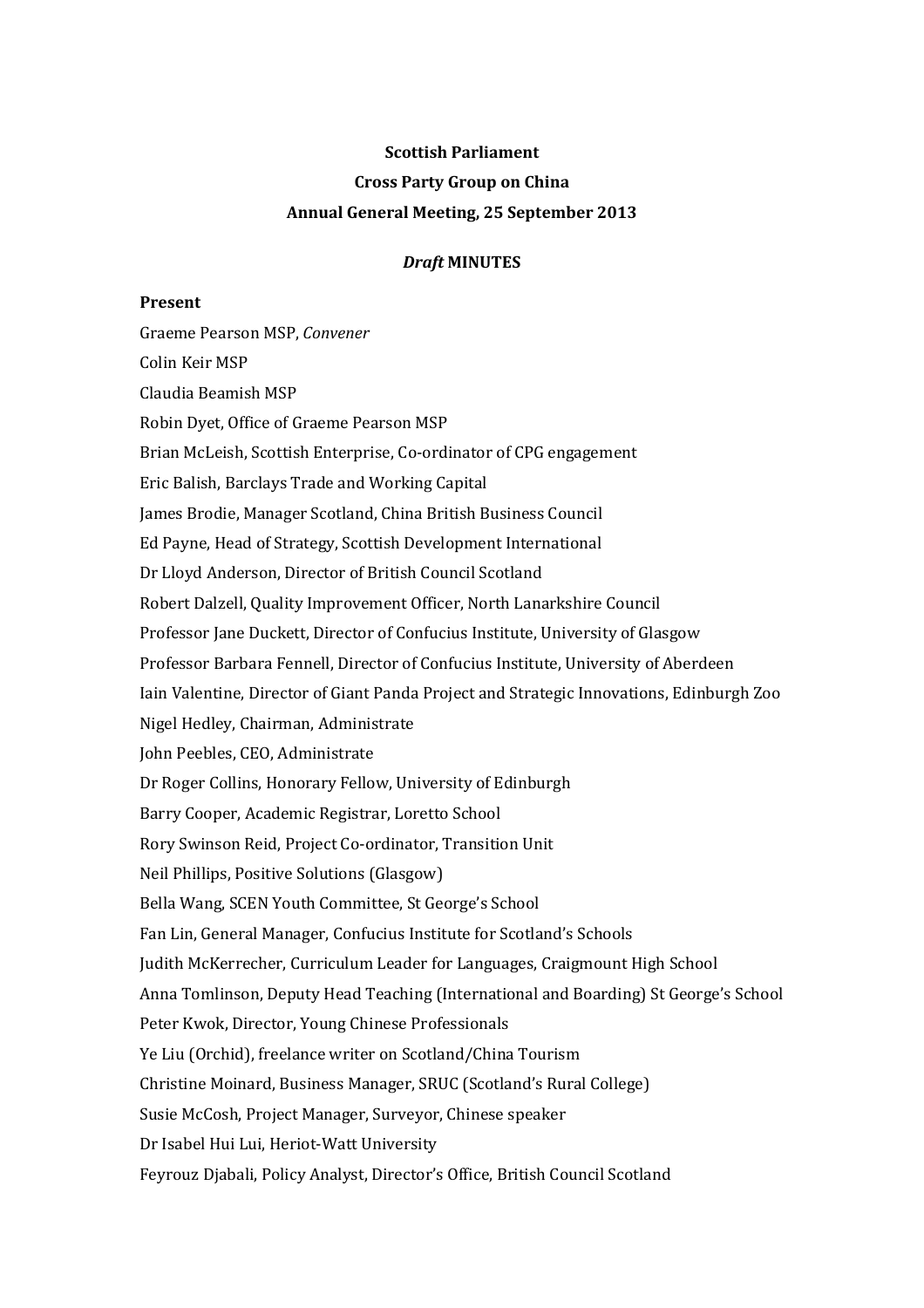**Scottish Parliament**

**Cross Party Group on China**

**Annual General Meeting, 25 September 2013**

***Draft* MINUTES**

**Present**

Graeme Pearson MSP, *Convener*

Colin Keir MSP

Claudia Beamish MSP

Robin Dyet, Office of Graeme Pearson MSP

Brian McLeish, Scottish Enterprise, Co-ordinator of CPG engagement

Eric Balish, Barclays Trade and Working Capital

James Brodie, Manager Scotland, China British Business Council

Ed Payne, Head of Strategy, Scottish Development International

Dr Lloyd Anderson, Director of British Council Scotland

Robert Dalzell, Quality Improvement Officer, North Lanarkshire Council

Professor Jane Duckett, Director of Confucius Institute, University of Glasgow

Professor Barbara Fennell, Director of Confucius Institute, University of Aberdeen

Iain Valentine, Director of Giant Panda Project and Strategic Innovations, Edinburgh Zoo

Nigel Hedley, Chairman, Administrate

John Peebles, CEO, Administrate

Dr Roger Collins, Honorary Fellow, University of Edinburgh

Barry Cooper, Academic Registrar, Loretto School

Rory Swinson Reid, Project Co-ordinator, Transition Unit

Neil Phillips, Positive Solutions (Glasgow)

Bella Wang, SCEN Youth Committee, St George's School

Fan Lin, General Manager, Confucius Institute for Scotland's Schools

Judith McKerrecher, Curriculum Leader for Languages, Craigmount High School

Anna Tomlinson, Deputy Head Teaching (International and Boarding) St George's School

Peter Kwok, Director, Young Chinese Professionals

Ye Liu (Orchid), freelance writer on Scotland/China Tourism

Christine Moinard, Business Manager, SRUC (Scotland's Rural College)

Susie McCosh, Project Manager, Surveyor, Chinese speaker

Dr Isabel Hui Lui, Heriot-Watt University

Feyrouz Djabali, Policy Analyst, Director's Office, British Council Scotland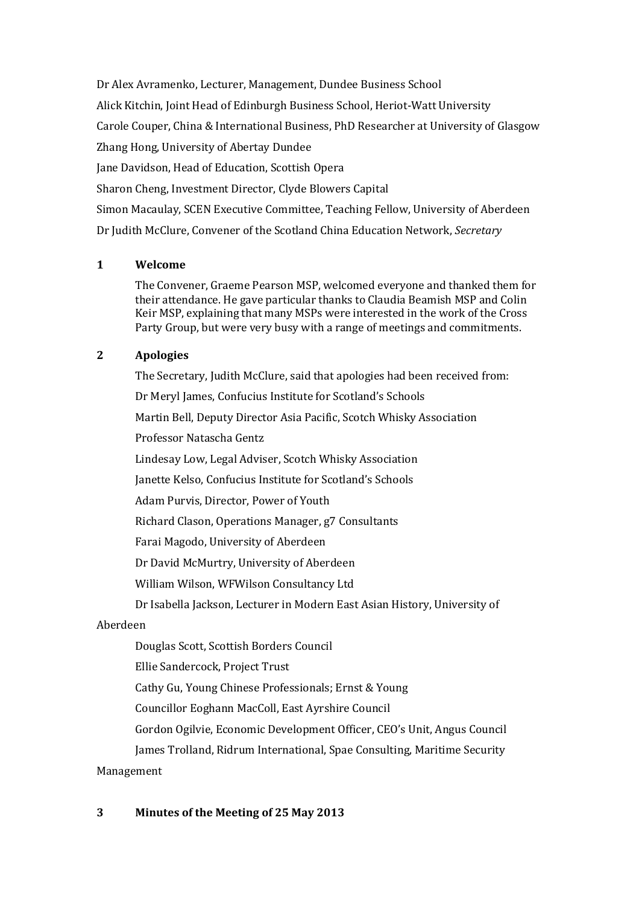Dr Alex Avramenko, Lecturer, Management, Dundee Business School

Alick Kitchin, Joint Head of Edinburgh Business School, Heriot-Watt University

Carole Couper, China & International Business, PhD Researcher at University of Glasgow

Zhang Hong, University of Abertay Dundee

Jane Davidson, Head of Education, Scottish Opera

Sharon Cheng, Investment Director, Clyde Blowers Capital

Simon Macaulay, SCEN Executive Committee, Teaching Fellow, University of Aberdeen

Dr Judith McClure, Convener of the Scotland China Education Network, *Secretary*

## 1 Welcome

The Convener, Graeme Pearson MSP, welcomed everyone and thanked them for their attendance. He gave particular thanks to Claudia Beamish MSP and Colin Keir MSP, explaining that many MSPs were interested in the work of the Cross Party Group, but were very busy with a range of meetings and commitments.

## 2 Apologies

The Secretary, Judith McClure, said that apologies had been received from:

Dr Meryl James, Confucius Institute for Scotland's Schools

Martin Bell, Deputy Director Asia Pacific, Scotch Whisky Association

Professor Natascha Gentz

Lindesay Low, Legal Adviser, Scotch Whisky Association

Janette Kelso, Confucius Institute for Scotland's Schools

Adam Purvis, Director, Power of Youth

Richard Clason, Operations Manager, g7 Consultants

Farai Magodo, University of Aberdeen

Dr David McMurtry, University of Aberdeen

William Wilson, WFWilson Consultancy Ltd

Dr Isabella Jackson, Lecturer in Modern East Asian History, University of Aberdeen

Douglas Scott, Scottish Borders Council

Ellie Sandercock, Project Trust

Cathy Gu, Young Chinese Professionals; Ernst & Young

Councillor Eoghann MacColl, East Ayrshire Council

Gordon Ogilvie, Economic Development Officer, CEO's Unit, Angus Council

James Trolland, Ridrum International, Spae Consulting, Maritime Security Management

## 3 Minutes of the Meeting of 25 May 2013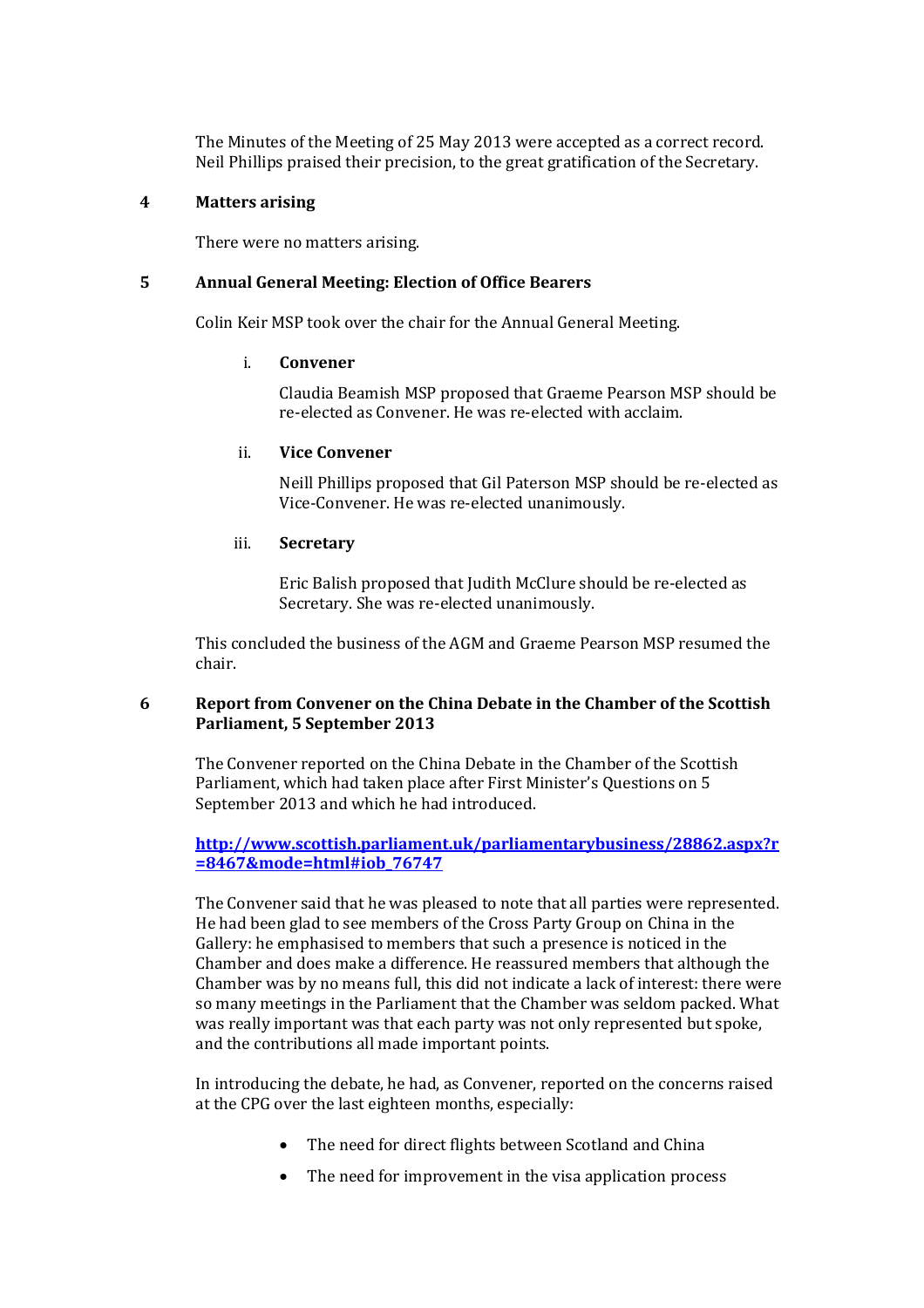The Minutes of the Meeting of 25 May 2013 were accepted as a correct record. Neil Phillips praised their precision, to the great gratification of the Secretary.

## 4 Matters arising

There were no matters arising.

## 5 Annual General Meeting: Election of Office Bearers

Colin Keir MSP took over the chair for the Annual General Meeting.

### i. Convener

Claudia Beamish MSP proposed that Graeme Pearson MSP should be re-elected as Convener. He was re-elected with acclaim.

### ii. Vice Convener

Neill Phillips proposed that Gil Paterson MSP should be re-elected as Vice-Convener. He was re-elected unanimously.

### iii. Secretary

Eric Balish proposed that Judith McClure should be re-elected as Secretary. She was re-elected unanimously.

This concluded the business of the AGM and Graeme Pearson MSP resumed the chair.

## 6 Report from Convener on the China Debate in the Chamber of the Scottish Parliament, 5 September 2013

The Convener reported on the China Debate in the Chamber of the Scottish Parliament, which had taken place after First Minister's Questions on 5 September 2013 and which he had introduced.

[http://www.scottish.parliament.uk/parliamentarybusiness/28862.aspx?r=8467&mode=html#iob_76747](http://www.scottish.parliament.uk/parliamentarybusiness/28862.aspx?r=8467&mode=html#iob_76747)

The Convener said that he was pleased to note that all parties were represented. He had been glad to see members of the Cross Party Group on China in the Gallery: he emphasised to members that such a presence is noticed in the Chamber and does make a difference. He reassured members that although the Chamber was by no means full, this did not indicate a lack of interest: there were so many meetings in the Parliament that the Chamber was seldom packed. What was really important was that each party was not only represented but spoke, and the contributions all made important points.

In introducing the debate, he had, as Convener, reported on the concerns raised at the CPG over the last eighteen months, especially:

- The need for direct flights between Scotland and China
- The need for improvement in the visa application process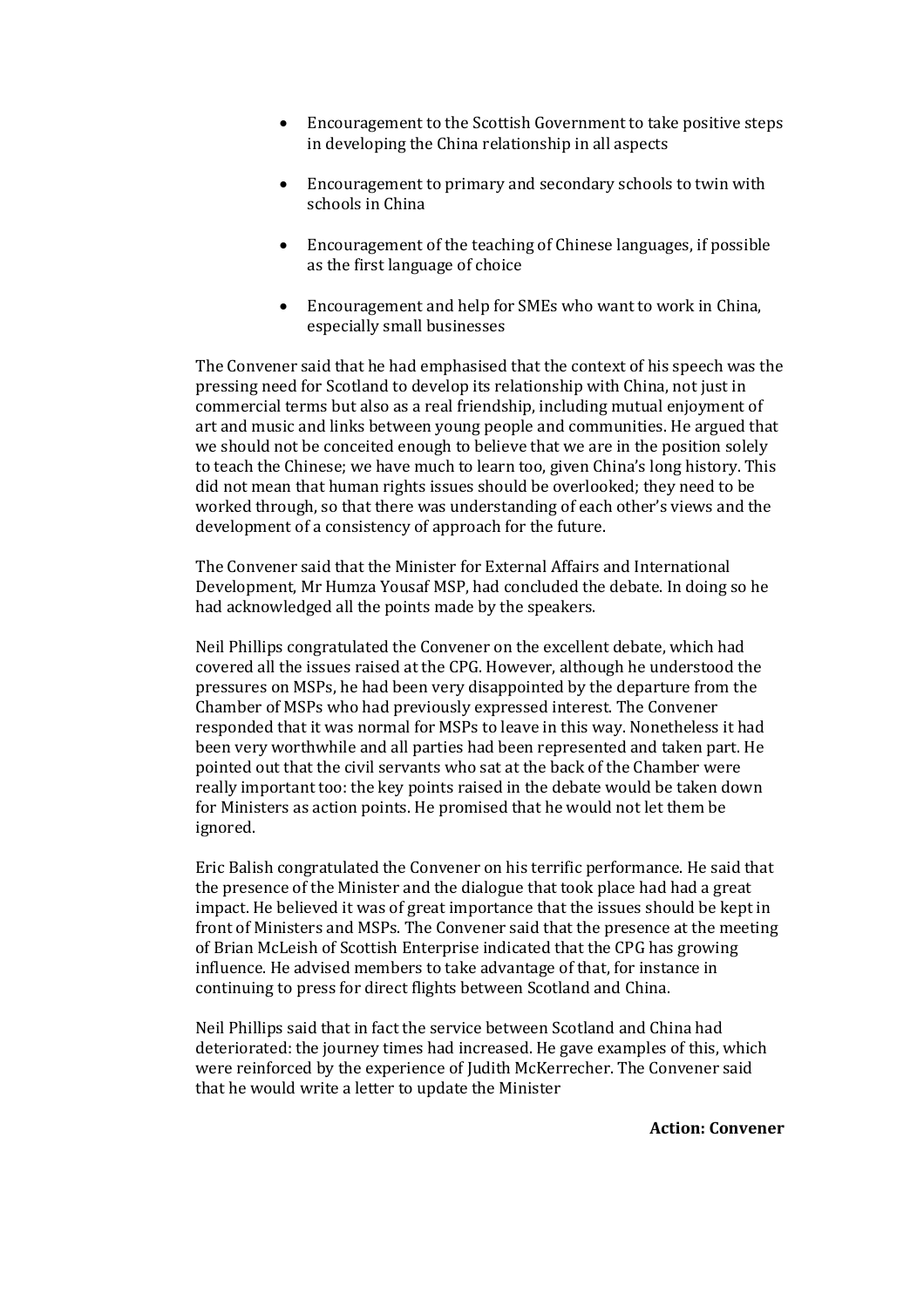- Encouragement to the Scottish Government to take positive steps in developing the China relationship in all aspects
- Encouragement to primary and secondary schools to twin with schools in China
- Encouragement of the teaching of Chinese languages, if possible as the first language of choice
- Encouragement and help for SMEs who want to work in China, especially small businesses

The Convener said that he had emphasised that the context of his speech was the pressing need for Scotland to develop its relationship with China, not just in commercial terms but also as a real friendship, including mutual enjoyment of art and music and links between young people and communities. He argued that we should not be conceited enough to believe that we are in the position solely to teach the Chinese; we have much to learn too, given China's long history. This did not mean that human rights issues should be overlooked; they need to be worked through, so that there was understanding of each other's views and the development of a consistency of approach for the future.

The Convener said that the Minister for External Affairs and International Development, Mr Humza Yousaf MSP, had concluded the debate. In doing so he had acknowledged all the points made by the speakers.

Neil Phillips congratulated the Convener on the excellent debate, which had covered all the issues raised at the CPG. However, although he understood the pressures on MSPs, he had been very disappointed by the departure from the Chamber of MSPs who had previously expressed interest. The Convener responded that it was normal for MSPs to leave in this way. Nonetheless it had been very worthwhile and all parties had been represented and taken part. He pointed out that the civil servants who sat at the back of the Chamber were really important too: the key points raised in the debate would be taken down for Ministers as action points. He promised that he would not let them be ignored.

Eric Balish congratulated the Convener on his terrific performance. He said that the presence of the Minister and the dialogue that took place had had a great impact. He believed it was of great importance that the issues should be kept in front of Ministers and MSPs. The Convener said that the presence at the meeting of Brian McLeish of Scottish Enterprise indicated that the CPG has growing influence. He advised members to take advantage of that, for instance in continuing to press for direct flights between Scotland and China.

Neil Phillips said that in fact the service between Scotland and China had deteriorated: the journey times had increased. He gave examples of this, which were reinforced by the experience of Judith McKerrecher. The Convener said that he would write a letter to update the Minister

**Action: Convener**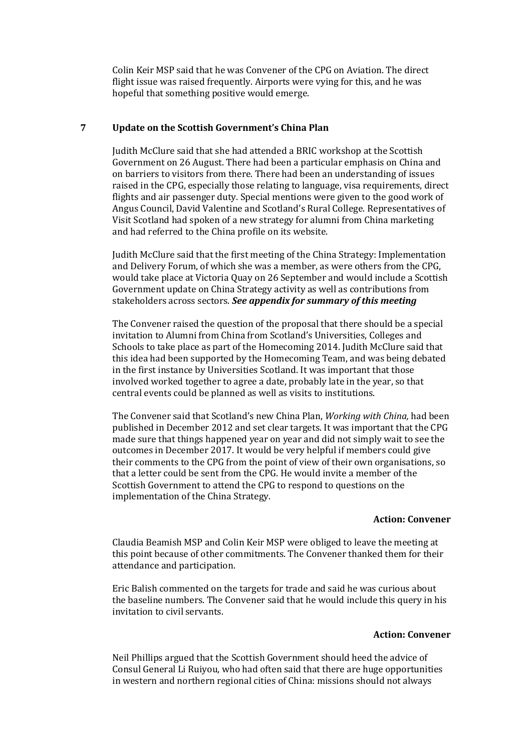Colin Keir MSP said that he was Convener of the CPG on Aviation. The direct flight issue was raised frequently. Airports were vying for this, and he was hopeful that something positive would emerge.

## 7 Update on the Scottish Government's China Plan

Judith McClure said that she had attended a BRIC workshop at the Scottish Government on 26 August. There had been a particular emphasis on China and on barriers to visitors from there. There had been an understanding of issues raised in the CPG, especially those relating to language, visa requirements, direct flights and air passenger duty. Special mentions were given to the good work of Angus Council, David Valentine and Scotland's Rural College. Representatives of Visit Scotland had spoken of a new strategy for alumni from China marketing and had referred to the China profile on its website.

Judith McClure said that the first meeting of the China Strategy: Implementation and Delivery Forum, of which she was a member, as were others from the CPG, would take place at Victoria Quay on 26 September and would include a Scottish Government update on China Strategy activity as well as contributions from stakeholders across sectors. ***See appendix for summary of this meeting***

The Convener raised the question of the proposal that there should be a special invitation to Alumni from China from Scotland's Universities, Colleges and Schools to take place as part of the Homecoming 2014. Judith McClure said that this idea had been supported by the Homecoming Team, and was being debated in the first instance by Universities Scotland. It was important that those involved worked together to agree a date, probably late in the year, so that central events could be planned as well as visits to institutions.

The Convener said that Scotland's new China Plan, *Working with China,* had been published in December 2012 and set clear targets. It was important that the CPG made sure that things happened year on year and did not simply wait to see the outcomes in December 2017. It would be very helpful if members could give their comments to the CPG from the point of view of their own organisations, so that a letter could be sent from the CPG. He would invite a member of the Scottish Government to attend the CPG to respond to questions on the implementation of the China Strategy.

**Action: Convener**

Claudia Beamish MSP and Colin Keir MSP were obliged to leave the meeting at this point because of other commitments. The Convener thanked them for their attendance and participation.

Eric Balish commented on the targets for trade and said he was curious about the baseline numbers. The Convener said that he would include this query in his invitation to civil servants.

**Action: Convener**

Neil Phillips argued that the Scottish Government should heed the advice of Consul General Li Ruiyou, who had often said that there are huge opportunities in western and northern regional cities of China: missions should not always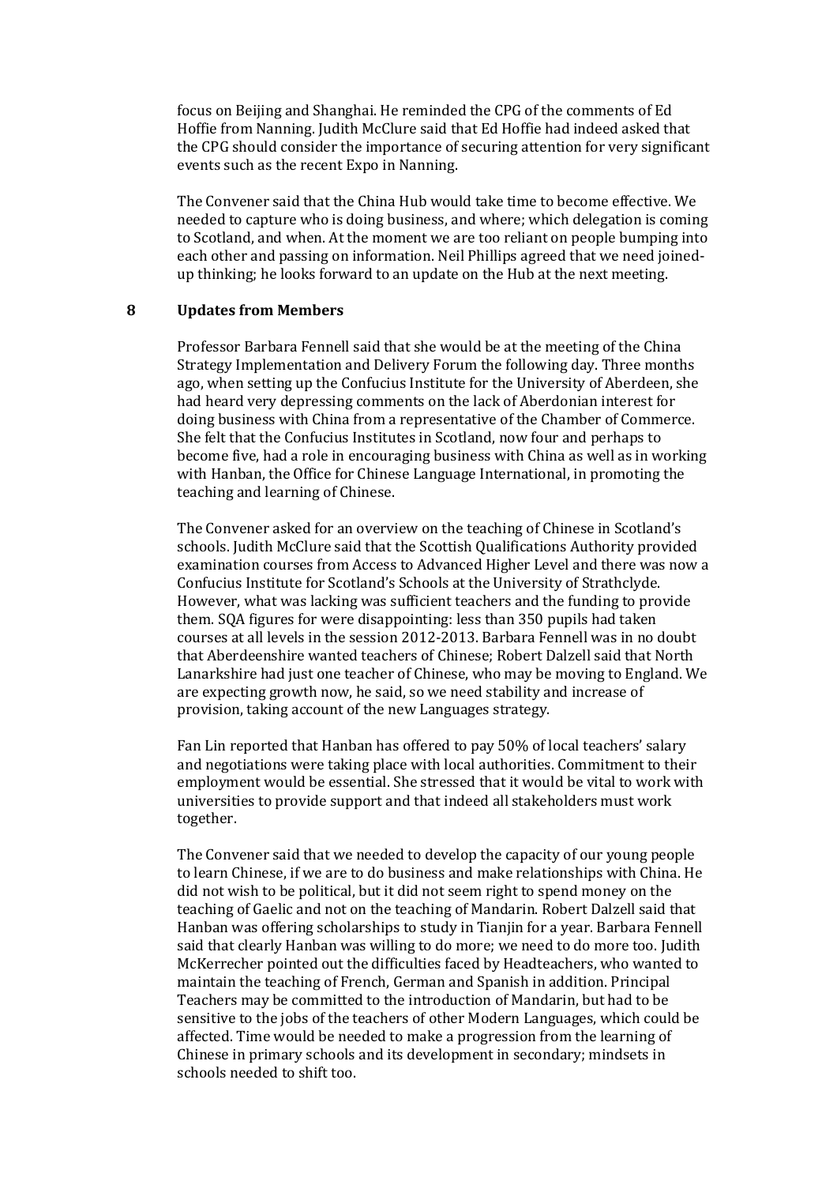focus on Beijing and Shanghai. He reminded the CPG of the comments of Ed Hoffie from Nanning. Judith McClure said that Ed Hoffie had indeed asked that the CPG should consider the importance of securing attention for very significant events such as the recent Expo in Nanning.

The Convener said that the China Hub would take time to become effective. We needed to capture who is doing business, and where; which delegation is coming to Scotland, and when. At the moment we are too reliant on people bumping into each other and passing on information. Neil Phillips agreed that we need joined-up thinking; he looks forward to an update on the Hub at the next meeting.

## 8 Updates from Members

Professor Barbara Fennell said that she would be at the meeting of the China Strategy Implementation and Delivery Forum the following day. Three months ago, when setting up the Confucius Institute for the University of Aberdeen, she had heard very depressing comments on the lack of Aberdonian interest for doing business with China from a representative of the Chamber of Commerce. She felt that the Confucius Institutes in Scotland, now four and perhaps to become five, had a role in encouraging business with China as well as in working with Hanban, the Office for Chinese Language International, in promoting the teaching and learning of Chinese.

The Convener asked for an overview on the teaching of Chinese in Scotland's schools. Judith McClure said that the Scottish Qualifications Authority provided examination courses from Access to Advanced Higher Level and there was now a Confucius Institute for Scotland's Schools at the University of Strathclyde. However, what was lacking was sufficient teachers and the funding to provide them. SQA figures for were disappointing: less than 350 pupils had taken courses at all levels in the session 2012-2013. Barbara Fennell was in no doubt that Aberdeenshire wanted teachers of Chinese; Robert Dalzell said that North Lanarkshire had just one teacher of Chinese, who may be moving to England. We are expecting growth now, he said, so we need stability and increase of provision, taking account of the new Languages strategy.

Fan Lin reported that Hanban has offered to pay 50% of local teachers' salary and negotiations were taking place with local authorities. Commitment to their employment would be essential. She stressed that it would be vital to work with universities to provide support and that indeed all stakeholders must work together.

The Convener said that we needed to develop the capacity of our young people to learn Chinese, if we are to do business and make relationships with China. He did not wish to be political, but it did not seem right to spend money on the teaching of Gaelic and not on the teaching of Mandarin. Robert Dalzell said that Hanban was offering scholarships to study in Tianjin for a year. Barbara Fennell said that clearly Hanban was willing to do more; we need to do more too. Judith McKerrecher pointed out the difficulties faced by Headteachers, who wanted to maintain the teaching of French, German and Spanish in addition. Principal Teachers may be committed to the introduction of Mandarin, but had to be sensitive to the jobs of the teachers of other Modern Languages, which could be affected. Time would be needed to make a progression from the learning of Chinese in primary schools and its development in secondary; mindsets in schools needed to shift too.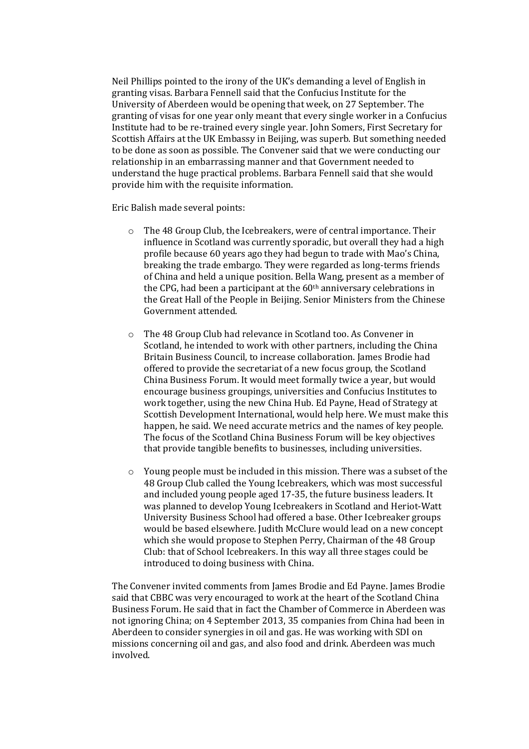Neil Phillips pointed to the irony of the UK's demanding a level of English in granting visas. Barbara Fennell said that the Confucius Institute for the University of Aberdeen would be opening that week, on 27 September. The granting of visas for one year only meant that every single worker in a Confucius Institute had to be re-trained every single year. John Somers, First Secretary for Scottish Affairs at the UK Embassy in Beijing, was superb. But something needed to be done as soon as possible. The Convener said that we were conducting our relationship in an embarrassing manner and that Government needed to understand the huge practical problems. Barbara Fennell said that she would provide him with the requisite information.

Eric Balish made several points:

- The 48 Group Club, the Icebreakers, were of central importance. Their influence in Scotland was currently sporadic, but overall they had a high profile because 60 years ago they had begun to trade with Mao's China, breaking the trade embargo. They were regarded as long-terms friends of China and held a unique position. Bella Wang, present as a member of the CPG, had been a participant at the 60th anniversary celebrations in the Great Hall of the People in Beijing. Senior Ministers from the Chinese Government attended.

- The 48 Group Club had relevance in Scotland too. As Convener in Scotland, he intended to work with other partners, including the China Britain Business Council, to increase collaboration. James Brodie had offered to provide the secretariat of a new focus group, the Scotland China Business Forum. It would meet formally twice a year, but would encourage business groupings, universities and Confucius Institutes to work together, using the new China Hub. Ed Payne, Head of Strategy at Scottish Development International, would help here. We must make this happen, he said. We need accurate metrics and the names of key people. The focus of the Scotland China Business Forum will be key objectives that provide tangible benefits to businesses, including universities.

- Young people must be included in this mission. There was a subset of the 48 Group Club called the Young Icebreakers, which was most successful and included young people aged 17-35, the future business leaders. It was planned to develop Young Icebreakers in Scotland and Heriot-Watt University Business School had offered a base. Other Icebreaker groups would be based elsewhere. Judith McClure would lead on a new concept which she would propose to Stephen Perry, Chairman of the 48 Group Club: that of School Icebreakers. In this way all three stages could be introduced to doing business with China.

The Convener invited comments from James Brodie and Ed Payne. James Brodie said that CBBC was very encouraged to work at the heart of the Scotland China Business Forum. He said that in fact the Chamber of Commerce in Aberdeen was not ignoring China; on 4 September 2013, 35 companies from China had been in Aberdeen to consider synergies in oil and gas. He was working with SDI on missions concerning oil and gas, and also food and drink. Aberdeen was much involved.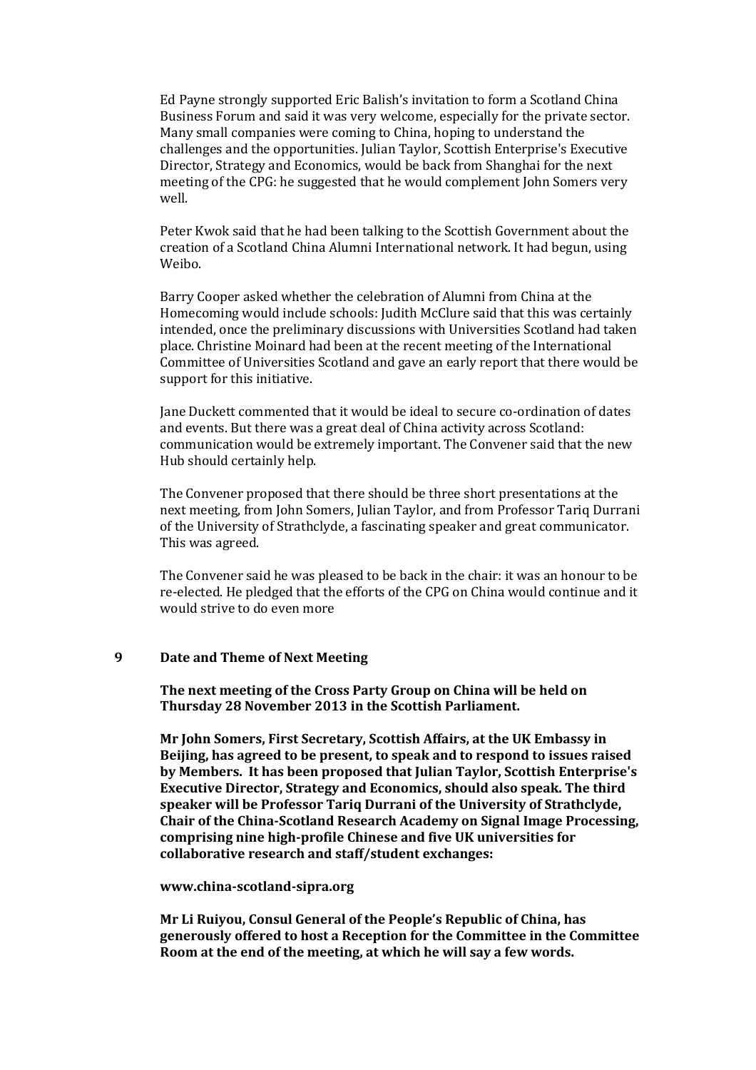Ed Payne strongly supported Eric Balish's invitation to form a Scotland China Business Forum and said it was very welcome, especially for the private sector. Many small companies were coming to China, hoping to understand the challenges and the opportunities. Julian Taylor, Scottish Enterprise's Executive Director, Strategy and Economics, would be back from Shanghai for the next meeting of the CPG: he suggested that he would complement John Somers very well.

Peter Kwok said that he had been talking to the Scottish Government about the creation of a Scotland China Alumni International network. It had begun, using Weibo.

Barry Cooper asked whether the celebration of Alumni from China at the Homecoming would include schools: Judith McClure said that this was certainly intended, once the preliminary discussions with Universities Scotland had taken place. Christine Moinard had been at the recent meeting of the International Committee of Universities Scotland and gave an early report that there would be support for this initiative.

Jane Duckett commented that it would be ideal to secure co-ordination of dates and events. But there was a great deal of China activity across Scotland: communication would be extremely important. The Convener said that the new Hub should certainly help.

The Convener proposed that there should be three short presentations at the next meeting, from John Somers, Julian Taylor, and from Professor Tariq Durrani of the University of Strathclyde, a fascinating speaker and great communicator. This was agreed.

The Convener said he was pleased to be back in the chair: it was an honour to be re-elected. He pledged that the efforts of the CPG on China would continue and it would strive to do even more

## 9 Date and Theme of Next Meeting

**The next meeting of the Cross Party Group on China will be held on Thursday 28 November 2013 in the Scottish Parliament.**

**Mr John Somers, First Secretary, Scottish Affairs, at the UK Embassy in Beijing, has agreed to be present, to speak and to respond to issues raised by Members. It has been proposed that Julian Taylor, Scottish Enterprise's Executive Director, Strategy and Economics, should also speak. The third speaker will be Professor Tariq Durrani of the University of Strathclyde, Chair of the China-Scotland Research Academy on Signal Image Processing, comprising nine high-profile Chinese and five UK universities for collaborative research and staff/student exchanges:**

**www.china-scotland-sipra.org**

**Mr Li Ruiyou, Consul General of the People's Republic of China, has generously offered to host a Reception for the Committee in the Committee Room at the end of the meeting, at which he will say a few words.**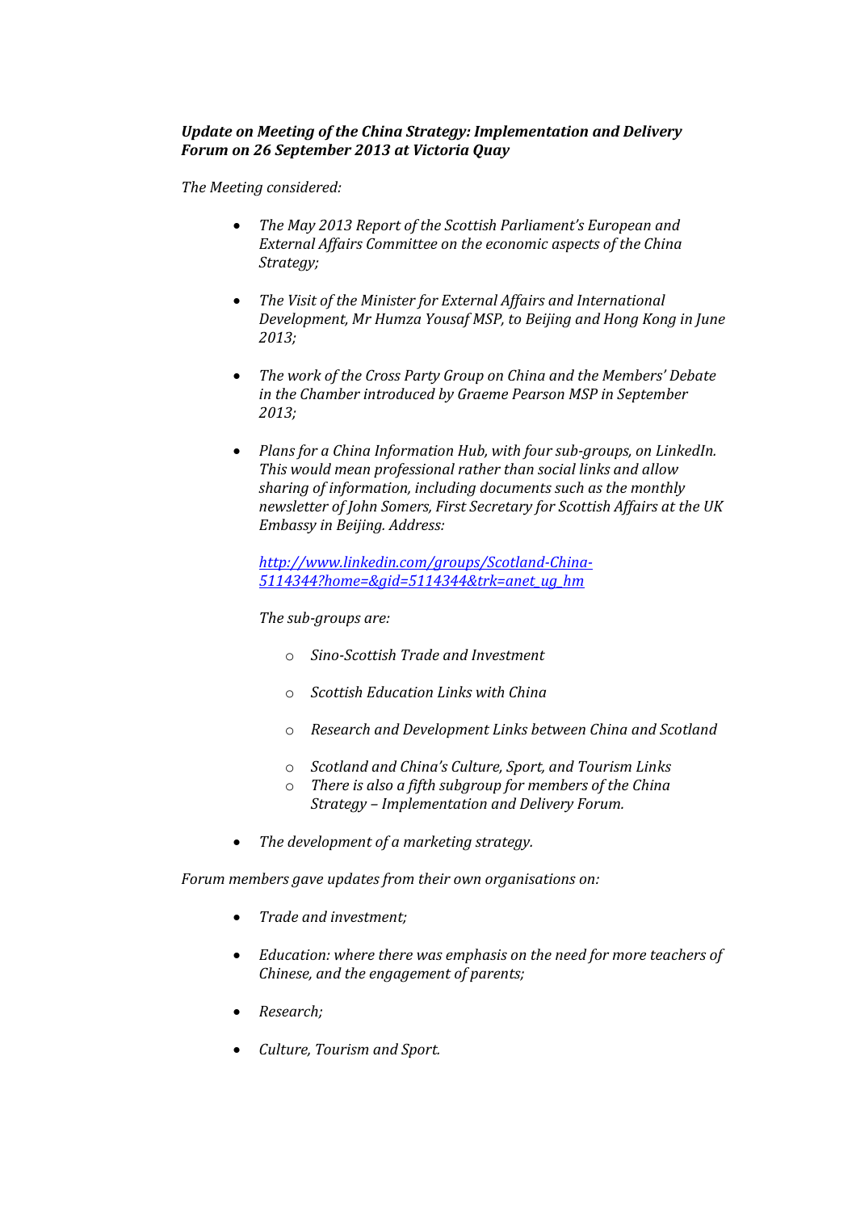***Update on Meeting of the China Strategy: Implementation and Delivery Forum on 26 September 2013 at Victoria Quay***

*The Meeting considered:*

- *The May 2013 Report of the Scottish Parliament's European and External Affairs Committee on the economic aspects of the China Strategy;*

- *The Visit of the Minister for External Affairs and International Development, Mr Humza Yousaf MSP, to Beijing and Hong Kong in June 2013;*

- *The work of the Cross Party Group on China and the Members' Debate in the Chamber introduced by Graeme Pearson MSP in September 2013;*

- *Plans for a China Information Hub, with four sub-groups, on LinkedIn. This would mean professional rather than social links and allow sharing of information, including documents such as the monthly newsletter of John Somers, First Secretary for Scottish Affairs at the UK Embassy in Beijing. Address:*

  *[http://www.linkedin.com/groups/Scotland-China-5114344?home=&gid=5114344&trk=anet_ug_hm](http://www.linkedin.com/groups/Scotland-China-5114344?home=&gid=5114344&trk=anet_ug_hm)*

  *The sub-groups are:*

  - *Sino-Scottish Trade and Investment*
  - *Scottish Education Links with China*
  - *Research and Development Links between China and Scotland*
  - *Scotland and China's Culture, Sport, and Tourism Links*
  - *There is also a fifth subgroup for members of the China Strategy – Implementation and Delivery Forum.*

- *The development of a marketing strategy.*

*Forum members gave updates from their own organisations on:*

- *Trade and investment;*

- *Education: where there was emphasis on the need for more teachers of Chinese, and the engagement of parents;*

- *Research;*

- *Culture, Tourism and Sport.*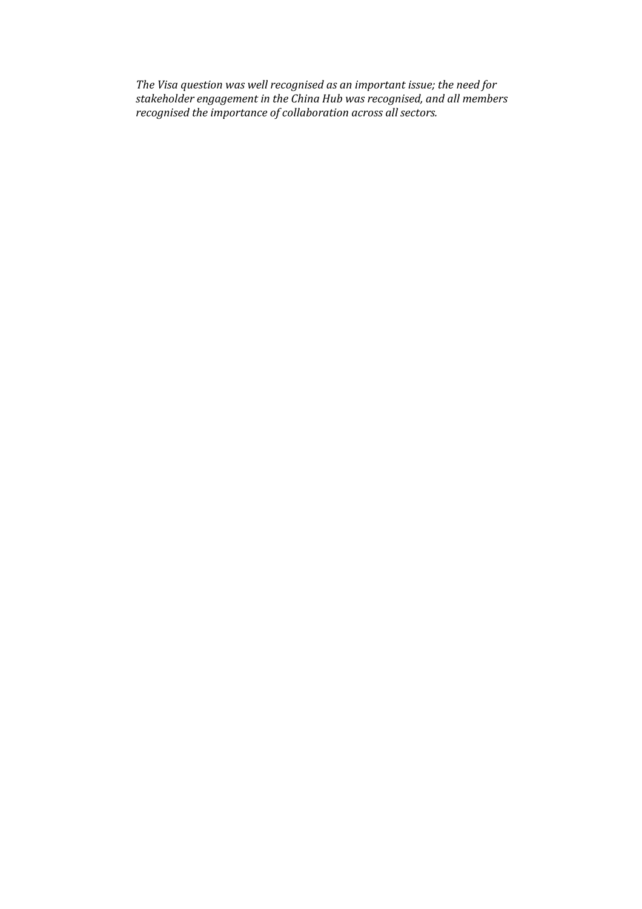*The Visa question was well recognised as an important issue; the need for stakeholder engagement in the China Hub was recognised, and all members recognised the importance of collaboration across all sectors.*